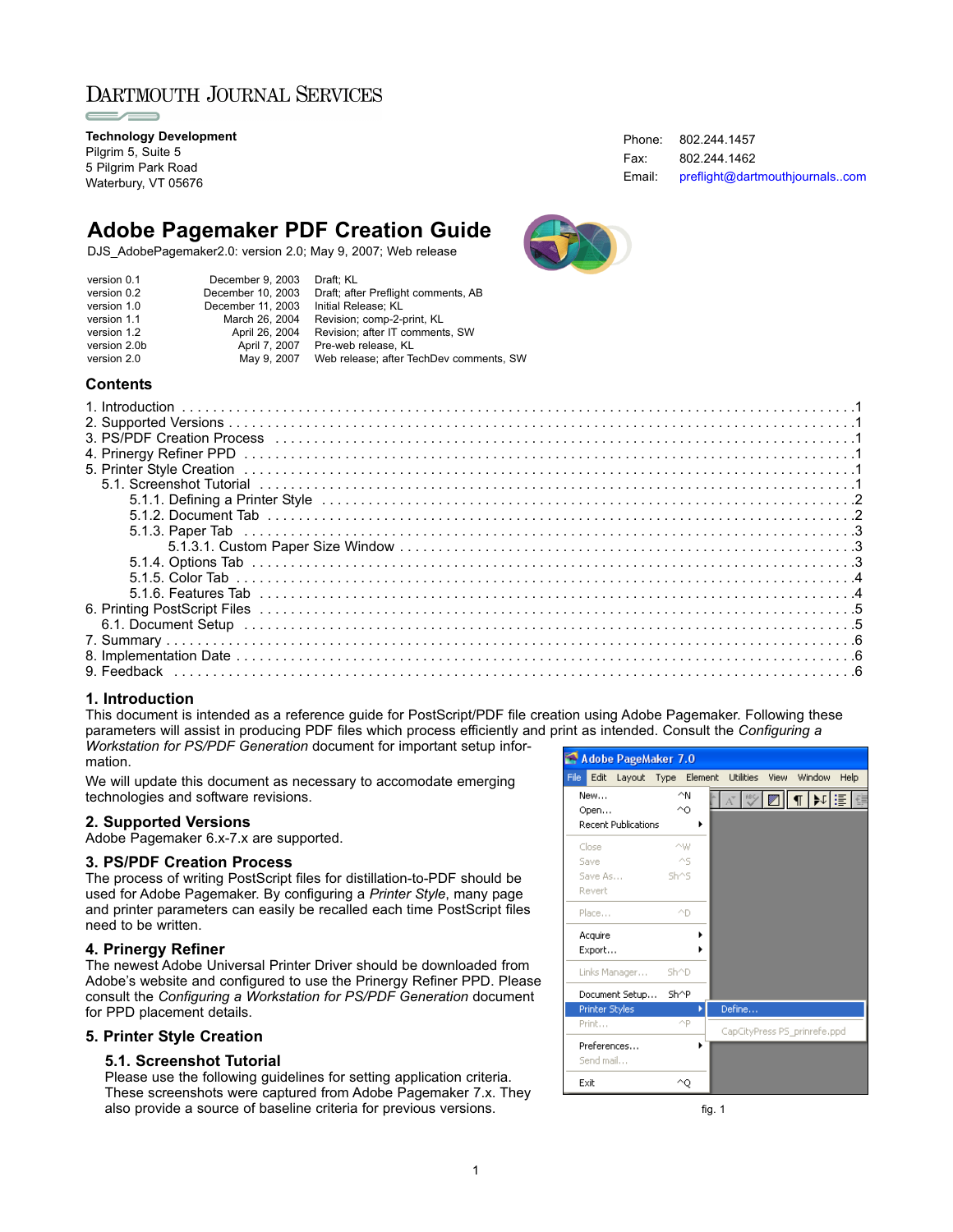DARTMOUTH JOURNAL SERVICES

**Technology Development**
Pilgrim 5, Suite 5
5 Pilgrim Park Road
Waterbury, VT 05676

Phone: 802.244.1457
Fax: 802.244.1462
Email: preflight@dartmouthjournals..com

# Adobe Pagemaker PDF Creation Guide

DJS_AdobePagemaker2.0: version 2.0; May 9, 2007; Web release

| | | |
|---|---|---|
| version 0.1 | December 9, 2003 | Draft; KL |
| version 0.2 | December 10, 2003 | Draft; after Preflight comments, AB |
| version 1.0 | December 11, 2003 | Initial Release; KL |
| version 1.1 | March 26, 2004 | Revision; comp-2-print, KL |
| version 1.2 | April 26, 2004 | Revision; after IT comments, SW |
| version 2.0b | April 7, 2007 | Pre-web release, KL |
| version 2.0 | May 9, 2007 | Web release; after TechDev comments, SW |

## Contents

1. Introduction . . . . . 1
2. Supported Versions . . . . . 1
3. PS/PDF Creation Process . . . . . 1
4. Prinergy Refiner PPD . . . . . 1
5. Printer Style Creation . . . . . 1
   - 5.1. Screenshot Tutorial . . . . . 1
     - 5.1.1. Defining a Printer Style . . . . . 2
     - 5.1.2. Document Tab . . . . . 2
     - 5.1.3. Paper Tab . . . . . 3
       - 5.1.3.1. Custom Paper Size Window . . . . . 3
     - 5.1.4. Options Tab . . . . . 3
     - 5.1.5. Color Tab . . . . . 4
     - 5.1.6. Features Tab . . . . . 4
6. Printing PostScript Files . . . . . 5
   - 6.1. Document Setup . . . . . 5
7. Summary . . . . . 6
8. Implementation Date . . . . . 6
9. Feedback . . . . . 6

## 1. Introduction

This document is intended as a reference guide for PostScript/PDF file creation using Adobe Pagemaker. Following these parameters will assist in producing PDF files which process efficiently and print as intended. Consult the *Configuring a Workstation for PS/PDF Generation* document for important setup information.

We will update this document as necessary to accomodate emerging technologies and software revisions.

## 2. Supported Versions

Adobe Pagemaker 6.x-7.x are supported.

## 3. PS/PDF Creation Process

The process of writing PostScript files for distillation-to-PDF should be used for Adobe Pagemaker. By configuring a *Printer Style*, many page and printer parameters can easily be recalled each time PostScript files need to be written.

## 4. Prinergy Refiner

The newest Adobe Universal Printer Driver should be downloaded from Adobe's website and configured to use the Prinergy Refiner PPD. Please consult the *Configuring a Workstation for PS/PDF Generation* document for PPD placement details.

## 5. Printer Style Creation

### 5.1. Screenshot Tutorial

Please use the following guidelines for setting application criteria. These screenshots were captured from Adobe Pagemaker 7.x. They also provide a source of baseline criteria for previous versions.

fig. 1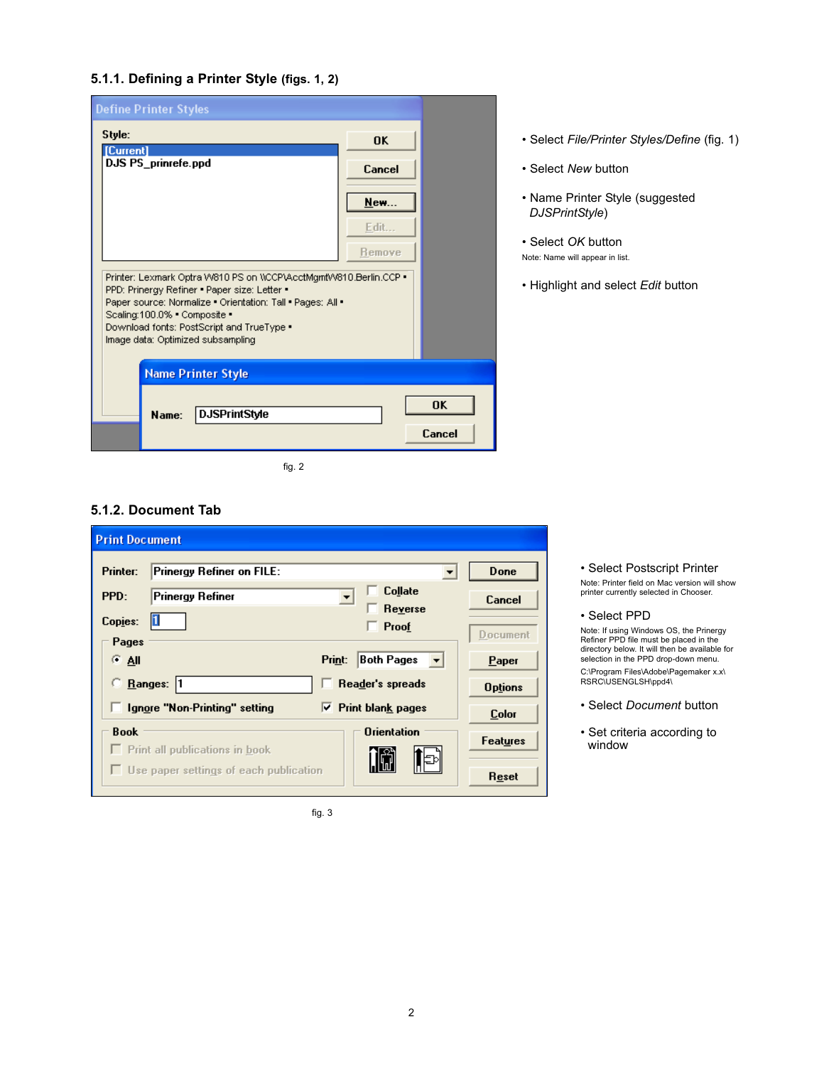### 5.1.1. Defining a Printer Style (figs. 1, 2)

fig. 2

- Select *File/Printer Styles/Define* (fig. 1)
- Select *New* button
- Name Printer Style (suggested *DJSPrintStyle*)
- Select *OK* button

Note: Name will appear in list.

- Highlight and select *Edit* button

### 5.1.2. Document Tab

fig. 3

- Select Postscript Printer

Note: Printer field on Mac version will show printer currently selected in Chooser.

- Select PPD

Note: If using Windows OS, the Prinergy Refiner PPD file must be placed in the directory below. It will then be available for selection in the PPD drop-down menu.

C:\Program Files\Adobe\Pagemaker x.x\RSRC\USENGLSH\ppd4\

- Select *Document* button
- Set criteria according to window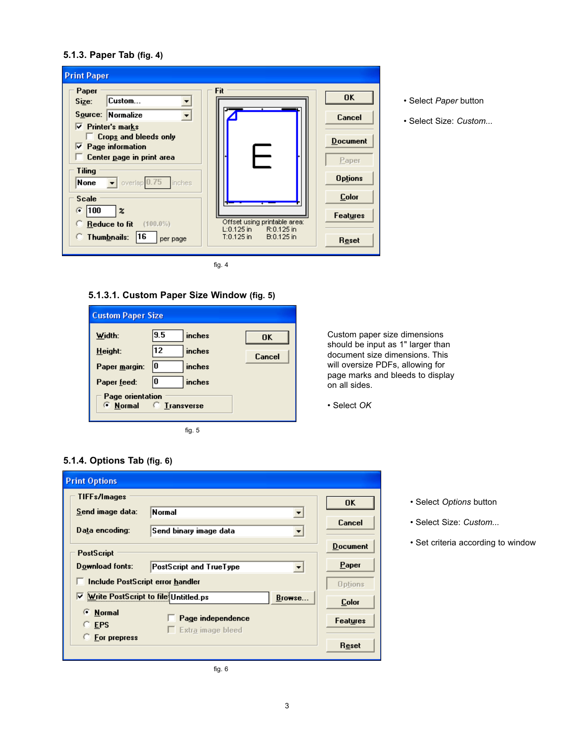### 5.1.3. Paper Tab (fig. 4)

fig. 4

- Select *Paper* button
- Select Size: *Custom...*

### 5.1.3.1. Custom Paper Size Window (fig. 5)

fig. 5

Custom paper size dimensions should be input as 1" larger than document size dimensions. This will oversize PDFs, allowing for page marks and bleeds to display on all sides.

- Select *OK*

### 5.1.4. Options Tab (fig. 6)

fig. 6

- Select *Options* button
- Select Size: *Custom...*
- Set criteria according to window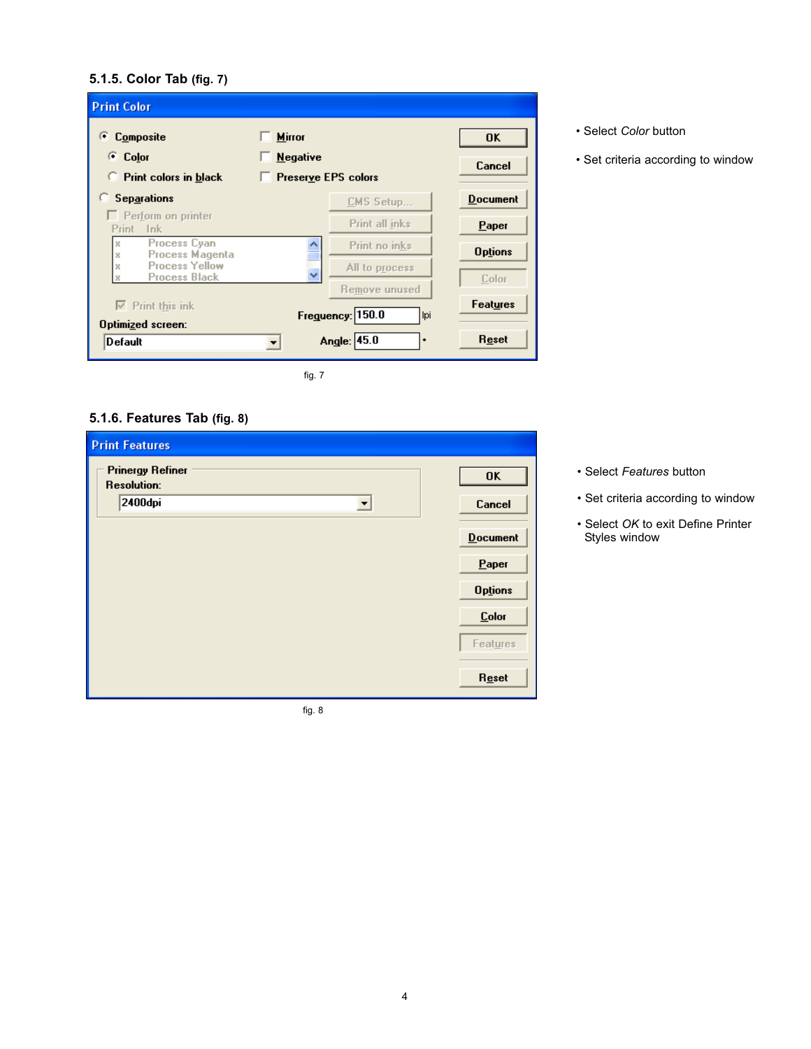### 5.1.5. Color Tab (fig. 7)

**Print Color**

- Composite
  - Color
  - Print colors in black
- Separations
  - Perform on printer

Print | Ink
x | Process Cyan
x | Process Magenta
x | Process Yellow
x | Process Black

Print this ink

Optimized screen: Default

Mirror | Negative | Preserve EPS colors

CMS Setup... | Print all inks | Print no inks | All to process | Remove unused

Frequency: 150.0 lpi

Angle: 45.0 °

OK | Cancel | Document | Paper | Options | Color | Features | Reset

fig. 7

- Select *Color* button
- Set criteria according to window

### 5.1.6. Features Tab (fig. 8)

**Print Features**

Prinergy Refiner

Resolution: 2400dpi

OK | Cancel | Document | Paper | Options | Color | Features | Reset

fig. 8

- Select *Features* button
- Set criteria according to window
- Select *OK* to exit Define Printer Styles window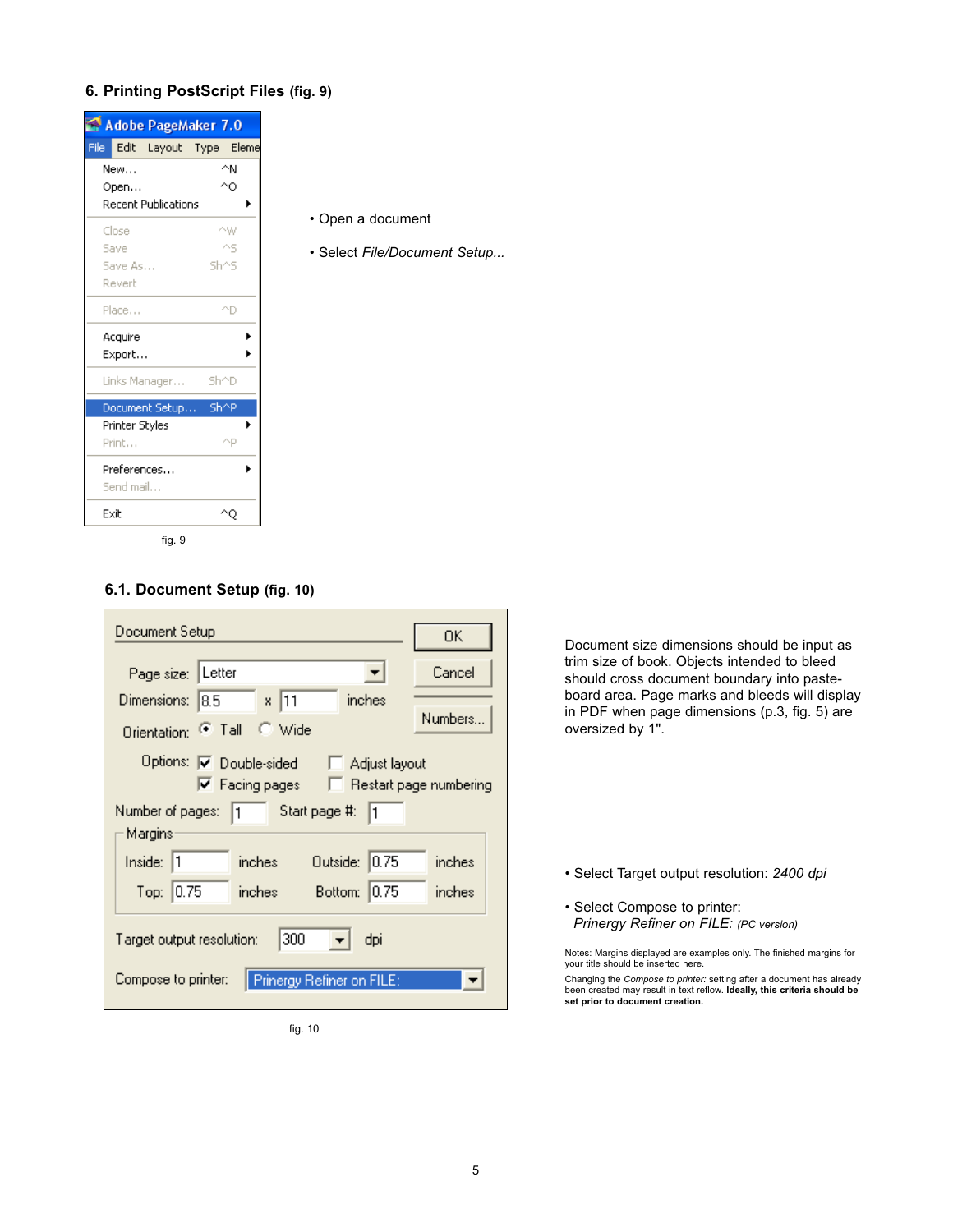## 6. Printing PostScript Files (fig. 9)

fig. 9

- Open a document
- Select *File/Document Setup...*

### 6.1. Document Setup (fig. 10)

fig. 10

Document size dimensions should be input as trim size of book. Objects intended to bleed should cross document boundary into paste-board area. Page marks and bleeds will display in PDF when page dimensions (p.3, fig. 5) are oversized by 1".

- Select Target output resolution: *2400 dpi*
- Select Compose to printer: *Prinergy Refiner on FILE:* (PC version)

Notes: Margins displayed are examples only. The finished margins for your title should be inserted here.

Changing the *Compose to printer:* setting after a document has already been created may result in text reflow. **Ideally, this criteria should be set prior to document creation.**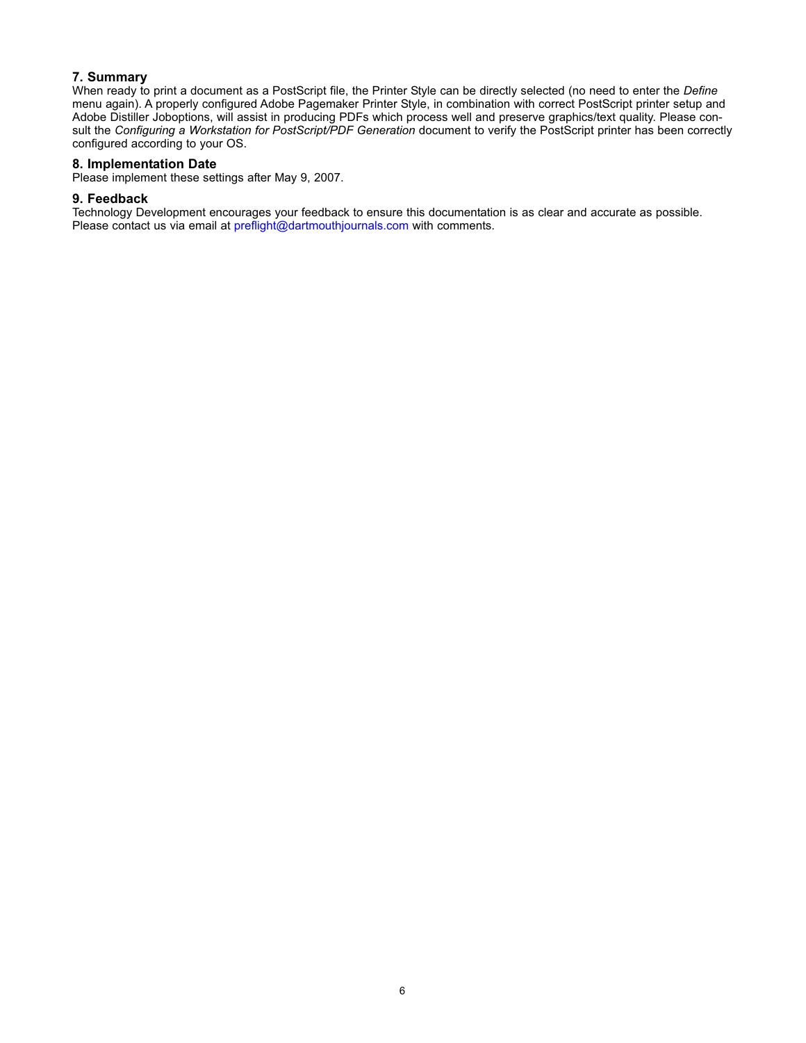## 7. Summary

When ready to print a document as a PostScript file, the Printer Style can be directly selected (no need to enter the *Define* menu again). A properly configured Adobe Pagemaker Printer Style, in combination with correct PostScript printer setup and Adobe Distiller Joboptions, will assist in producing PDFs which process well and preserve graphics/text quality. Please consult the *Configuring a Workstation for PostScript/PDF Generation* document to verify the PostScript printer has been correctly configured according to your OS.

## 8. Implementation Date

Please implement these settings after May 9, 2007.

## 9. Feedback

Technology Development encourages your feedback to ensure this documentation is as clear and accurate as possible. Please contact us via email at preflight@dartmouthjournals.com with comments.